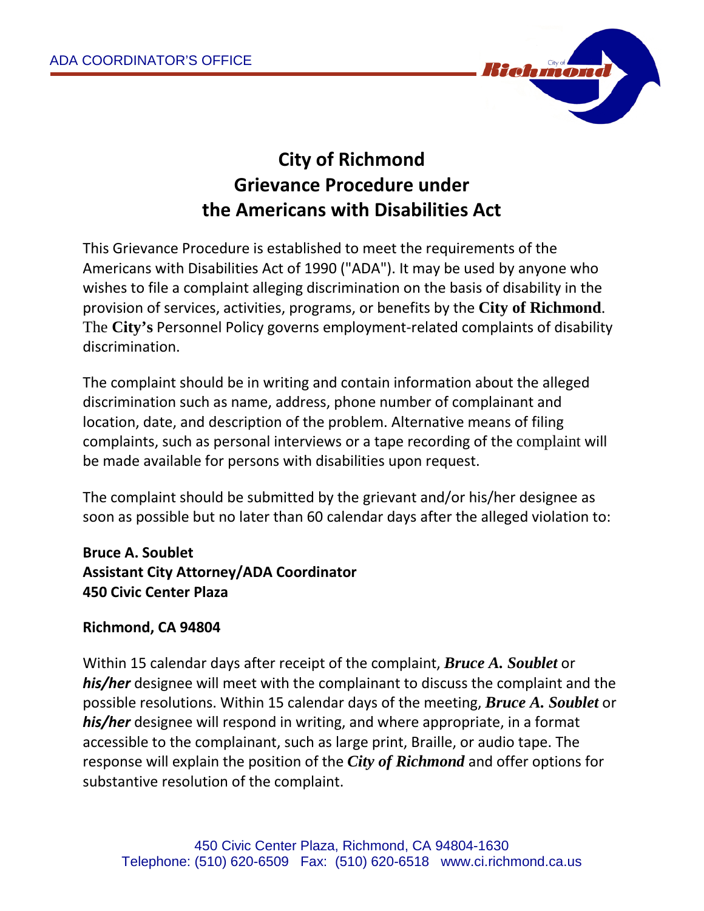ADA COORDINATOR'S OFFICE

# City of Richmond
# Grievance Procedure under
# the Americans with Disabilities Act

This Grievance Procedure is established to meet the requirements of the Americans with Disabilities Act of 1990 ("ADA"). It may be used by anyone who wishes to file a complaint alleging discrimination on the basis of disability in the provision of services, activities, programs, or benefits by the **City of Richmond**. The **City's** Personnel Policy governs employment-related complaints of disability discrimination.

The complaint should be in writing and contain information about the alleged discrimination such as name, address, phone number of complainant and location, date, and description of the problem. Alternative means of filing complaints, such as personal interviews or a tape recording of the complaint will be made available for persons with disabilities upon request.

The complaint should be submitted by the grievant and/or his/her designee as soon as possible but no later than 60 calendar days after the alleged violation to:

**Bruce A. Soublet**
**Assistant City Attorney/ADA Coordinator**
**450 Civic Center Plaza**

**Richmond, CA 94804**

Within 15 calendar days after receipt of the complaint, ***Bruce A. Soublet*** or ***his/her*** designee will meet with the complainant to discuss the complaint and the possible resolutions. Within 15 calendar days of the meeting, ***Bruce A. Soublet*** or ***his/her*** designee will respond in writing, and where appropriate, in a format accessible to the complainant, such as large print, Braille, or audio tape. The response will explain the position of the ***City of Richmond*** and offer options for substantive resolution of the complaint.

450 Civic Center Plaza, Richmond, CA 94804-1630
Telephone: (510) 620-6509 Fax: (510) 620-6518 www.ci.richmond.ca.us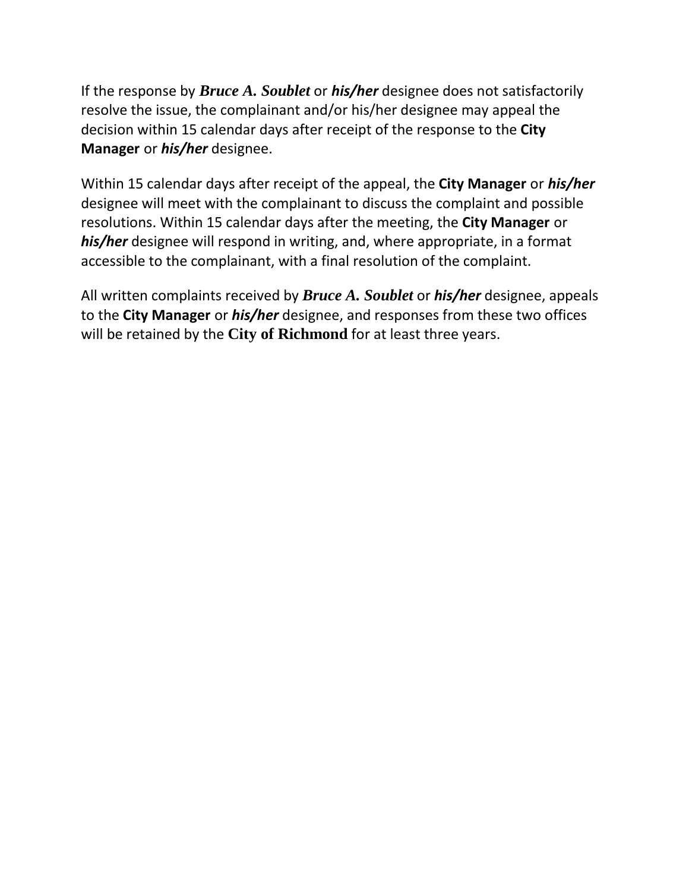If the response by ***Bruce A. Soublet*** or ***his/her*** designee does not satisfactorily resolve the issue, the complainant and/or his/her designee may appeal the decision within 15 calendar days after receipt of the response to the **City Manager** or ***his/her*** designee.

Within 15 calendar days after receipt of the appeal, the **City Manager** or ***his/her*** designee will meet with the complainant to discuss the complaint and possible resolutions. Within 15 calendar days after the meeting, the **City Manager** or ***his/her*** designee will respond in writing, and, where appropriate, in a format accessible to the complainant, with a final resolution of the complaint.

All written complaints received by ***Bruce A. Soublet*** or ***his/her*** designee, appeals to the **City Manager** or ***his/her*** designee, and responses from these two offices will be retained by the **City of Richmond** for at least three years.